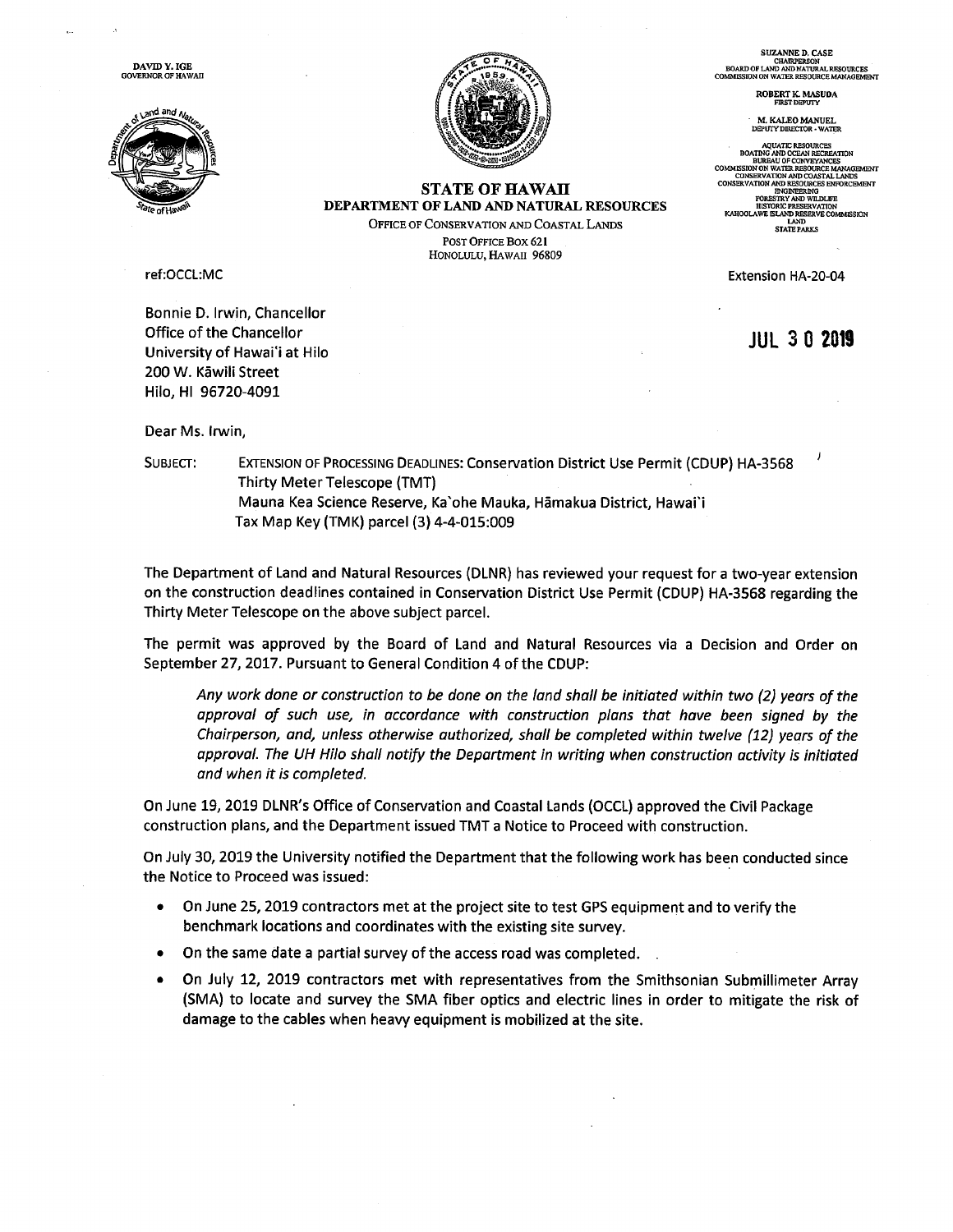DAVID Y. IGE
GOVERNOR OF HAWAII

**STATE OF HAWAII**
**DEPARTMENT OF LAND AND NATURAL RESOURCES**
OFFICE OF CONSERVATION AND COASTAL LANDS
POST OFFICE BOX 621
HONOLULU, HAWAII 96809

SUZANNE D. CASE
CHAIRPERSON
BOARD OF LAND AND NATURAL RESOURCES
COMMISSION ON WATER RESOURCE MANAGEMENT

ROBERT K. MASUDA
FIRST DEPUTY

M. KALEO MANUEL
DEPUTY DIRECTOR - WATER

AQUATIC RESOURCES
BOATING AND OCEAN RECREATION
BUREAU OF CONVEYANCES
COMMISSION ON WATER RESOURCE MANAGEMENT
CONSERVATION AND COASTAL LANDS
CONSERVATION AND RESOURCES ENFORCEMENT
ENGINEERING
FORESTRY AND WILDLIFE
HISTORIC PRESERVATION
KAHOOLAWE ISLAND RESERVE COMMISSION
LAND
STATE PARKS

ref:OCCL:MC

Extension HA-20-04

Bonnie D. Irwin, Chancellor
Office of the Chancellor
University of Hawai'i at Hilo
200 W. Kāwili Street
Hilo, HI 96720-4091

JUL 30 2019

Dear Ms. Irwin,

SUBJECT: EXTENSION OF PROCESSING DEADLINES: Conservation District Use Permit (CDUP) HA-3568
Thirty Meter Telescope (TMT)
Mauna Kea Science Reserve, Ka'ohe Mauka, Hāmakua District, Hawai'i
Tax Map Key (TMK) parcel (3) 4-4-015:009

The Department of Land and Natural Resources (DLNR) has reviewed your request for a two-year extension on the construction deadlines contained in Conservation District Use Permit (CDUP) HA-3568 regarding the Thirty Meter Telescope on the above subject parcel.

The permit was approved by the Board of Land and Natural Resources via a Decision and Order on September 27, 2017. Pursuant to General Condition 4 of the CDUP:

> *Any work done or construction to be done on the land shall be initiated within two (2) years of the approval of such use, in accordance with construction plans that have been signed by the Chairperson, and, unless otherwise authorized, shall be completed within twelve (12) years of the approval. The UH Hilo shall notify the Department in writing when construction activity is initiated and when it is completed.*

On June 19, 2019 DLNR's Office of Conservation and Coastal Lands (OCCL) approved the Civil Package construction plans, and the Department issued TMT a Notice to Proceed with construction.

On July 30, 2019 the University notified the Department that the following work has been conducted since the Notice to Proceed was issued:

- On June 25, 2019 contractors met at the project site to test GPS equipment and to verify the benchmark locations and coordinates with the existing site survey.
- On the same date a partial survey of the access road was completed.
- On July 12, 2019 contractors met with representatives from the Smithsonian Submillimeter Array (SMA) to locate and survey the SMA fiber optics and electric lines in order to mitigate the risk of damage to the cables when heavy equipment is mobilized at the site.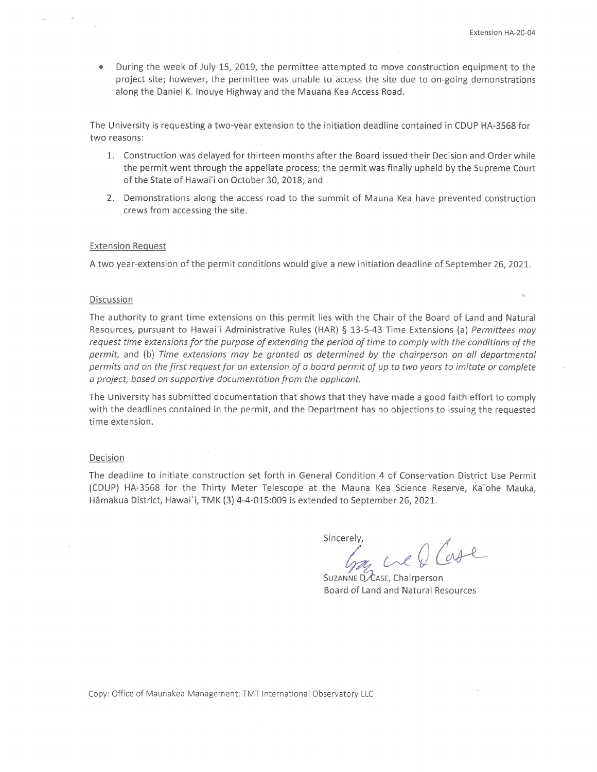- During the week of July 15, 2019, the permittee attempted to move construction equipment to the project site; however, the permittee was unable to access the site due to on-going demonstrations along the Daniel K. Inouye Highway and the Mauana Kea Access Road.

The University is requesting a two-year extension to the initiation deadline contained in CDUP HA-3568 for two reasons:

1. Construction was delayed for thirteen months after the Board issued their Decision and Order while the permit went through the appellate process; the permit was finally upheld by the Supreme Court of the State of Hawai'i on October 30, 2018; and
2. Demonstrations along the access road to the summit of Mauna Kea have prevented construction crews from accessing the site.

## Extension Request

A two year-extension of the permit conditions would give a new initiation deadline of September 26, 2021.

## Discussion

The authority to grant time extensions on this permit lies with the Chair of the Board of Land and Natural Resources, pursuant to Hawai`i Administrative Rules (HAR) § 13-5-43 Time Extensions (a) *Permittees may request time extensions for the purpose of extending the period of time to comply with the conditions of the permit,* and (b) *Time extensions may be granted as determined by the chairperson on all departmental permits and on the first request for an extension of a board permit of up to two years to imitate or complete a project, based on supportive documentation from the applicant.*

The University has submitted documentation that shows that they have made a good faith effort to comply with the deadlines contained in the permit, and the Department has no objections to issuing the requested time extension.

## Decision

The deadline to initiate construction set forth in General Condition 4 of Conservation District Use Permit (CDUP) HA-3568 for the Thirty Meter Telescope at the Mauna Kea Science Reserve, Ka`ohe Mauka, Hāmakua District, Hawai`i, TMK (3) 4-4-015:009 is extended to September 26, 2021.

Sincerely,

SUZANNE D. CASE, Chairperson
Board of Land and Natural Resources

Copy: Office of Maunakea Management; TMT International Observatory LLC